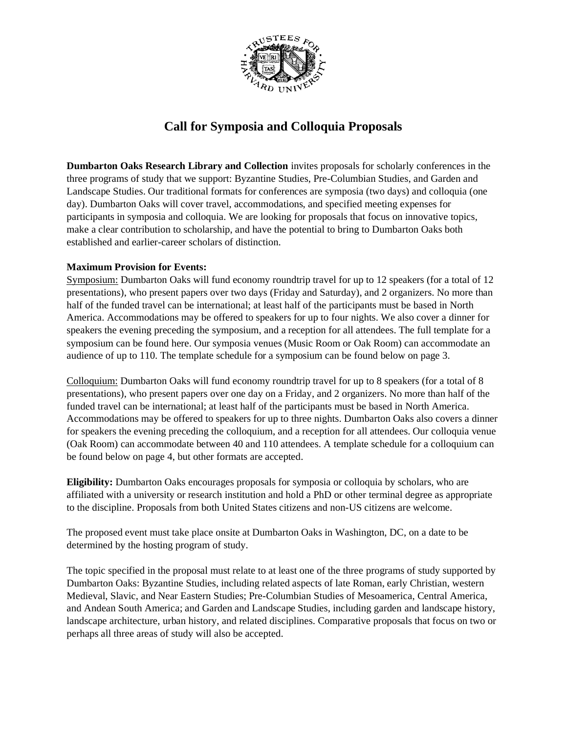# Call for Symposia and Colloquia Proposals

**Dumbarton Oaks Research Library and Collection** invites proposals for scholarly conferences in the three programs of study that we support: Byzantine Studies, Pre-Columbian Studies, and Garden and Landscape Studies. Our traditional formats for conferences are symposia (two days) and colloquia (one day). Dumbarton Oaks will cover travel, accommodations, and specified meeting expenses for participants in symposia and colloquia. We are looking for proposals that focus on innovative topics, make a clear contribution to scholarship, and have the potential to bring to Dumbarton Oaks both established and earlier-career scholars of distinction.

**Maximum Provision for Events:**

<u>Symposium:</u> Dumbarton Oaks will fund economy roundtrip travel for up to 12 speakers (for a total of 12 presentations), who present papers over two days (Friday and Saturday), and 2 organizers. No more than half of the funded travel can be international; at least half of the participants must be based in North America. Accommodations may be offered to speakers for up to four nights. We also cover a dinner for speakers the evening preceding the symposium, and a reception for all attendees. The full template for a symposium can be found here. Our symposia venues (Music Room or Oak Room) can accommodate an audience of up to 110. The template schedule for a symposium can be found below on page 3.

<u>Colloquium:</u> Dumbarton Oaks will fund economy roundtrip travel for up to 8 speakers (for a total of 8 presentations), who present papers over one day on a Friday, and 2 organizers. No more than half of the funded travel can be international; at least half of the participants must be based in North America. Accommodations may be offered to speakers for up to three nights. Dumbarton Oaks also covers a dinner for speakers the evening preceding the colloquium, and a reception for all attendees. Our colloquia venue (Oak Room) can accommodate between 40 and 110 attendees. A template schedule for a colloquium can be found below on page 4, but other formats are accepted.

**Eligibility:** Dumbarton Oaks encourages proposals for symposia or colloquia by scholars, who are affiliated with a university or research institution and hold a PhD or other terminal degree as appropriate to the discipline. Proposals from both United States citizens and non-US citizens are welcome.

The proposed event must take place onsite at Dumbarton Oaks in Washington, DC, on a date to be determined by the hosting program of study.

The topic specified in the proposal must relate to at least one of the three programs of study supported by Dumbarton Oaks: Byzantine Studies, including related aspects of late Roman, early Christian, western Medieval, Slavic, and Near Eastern Studies; Pre-Columbian Studies of Mesoamerica, Central America, and Andean South America; and Garden and Landscape Studies, including garden and landscape history, landscape architecture, urban history, and related disciplines. Comparative proposals that focus on two or perhaps all three areas of study will also be accepted.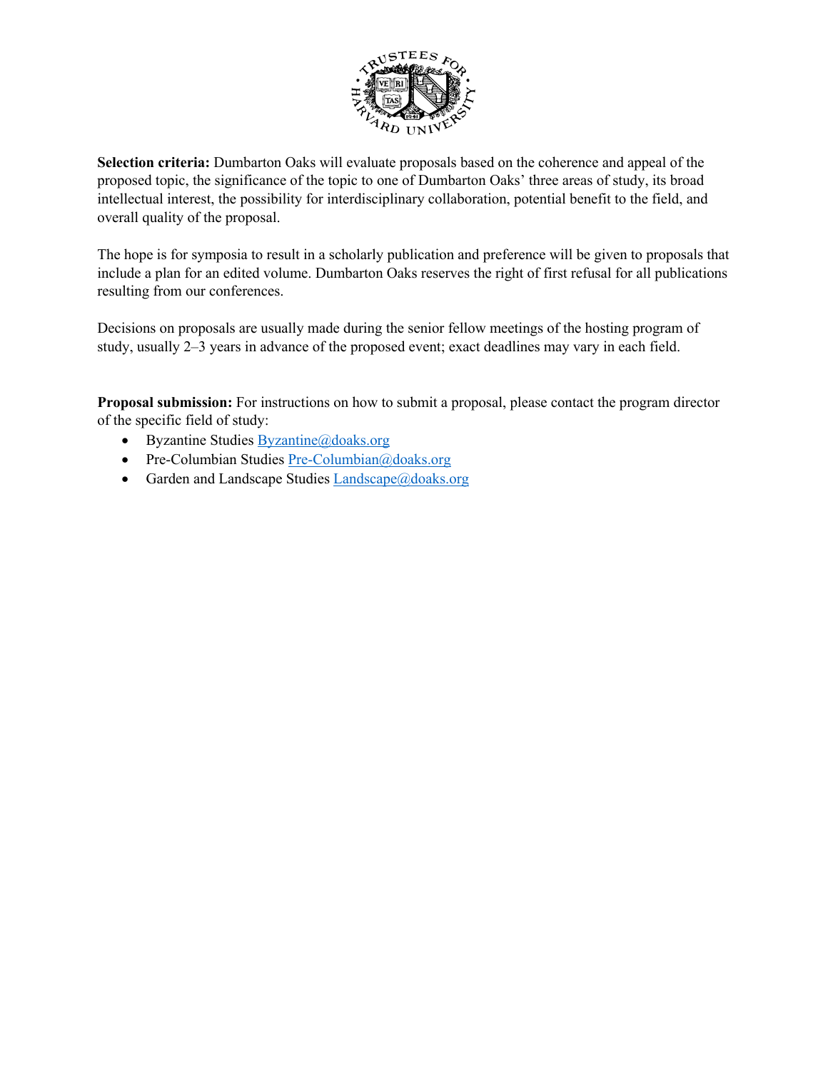**Selection criteria:** Dumbarton Oaks will evaluate proposals based on the coherence and appeal of the proposed topic, the significance of the topic to one of Dumbarton Oaks' three areas of study, its broad intellectual interest, the possibility for interdisciplinary collaboration, potential benefit to the field, and overall quality of the proposal.

The hope is for symposia to result in a scholarly publication and preference will be given to proposals that include a plan for an edited volume. Dumbarton Oaks reserves the right of first refusal for all publications resulting from our conferences.

Decisions on proposals are usually made during the senior fellow meetings of the hosting program of study, usually 2–3 years in advance of the proposed event; exact deadlines may vary in each field.

**Proposal submission:** For instructions on how to submit a proposal, please contact the program director of the specific field of study:

- Byzantine Studies Byzantine@doaks.org
- Pre-Columbian Studies Pre-Columbian@doaks.org
- Garden and Landscape Studies Landscape@doaks.org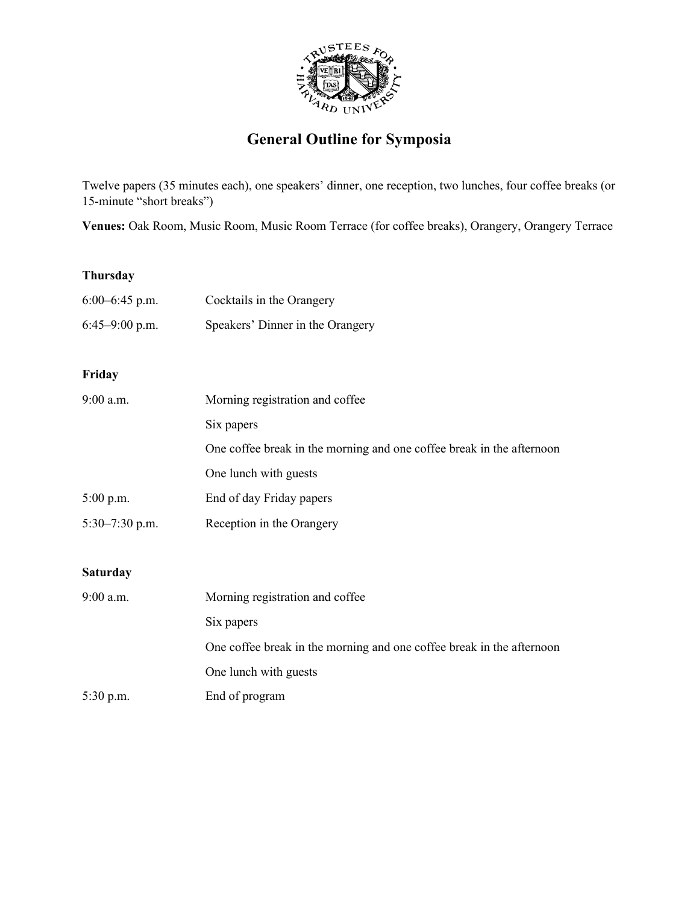# General Outline for Symposia

Twelve papers (35 minutes each), one speakers' dinner, one reception, two lunches, four coffee breaks (or 15-minute "short breaks")

**Venues:** Oak Room, Music Room, Music Room Terrace (for coffee breaks), Orangery, Orangery Terrace

**Thursday**

| | |
|---|---|
| 6:00–6:45 p.m. | Cocktails in the Orangery |
| 6:45–9:00 p.m. | Speakers' Dinner in the Orangery |

**Friday**

| | |
|---|---|
| 9:00 a.m. | Morning registration and coffee |
| | Six papers |
| | One coffee break in the morning and one coffee break in the afternoon |
| | One lunch with guests |
| 5:00 p.m. | End of day Friday papers |
| 5:30–7:30 p.m. | Reception in the Orangery |

**Saturday**

| | |
|---|---|
| 9:00 a.m. | Morning registration and coffee |
| | Six papers |
| | One coffee break in the morning and one coffee break in the afternoon |
| | One lunch with guests |
| 5:30 p.m. | End of program |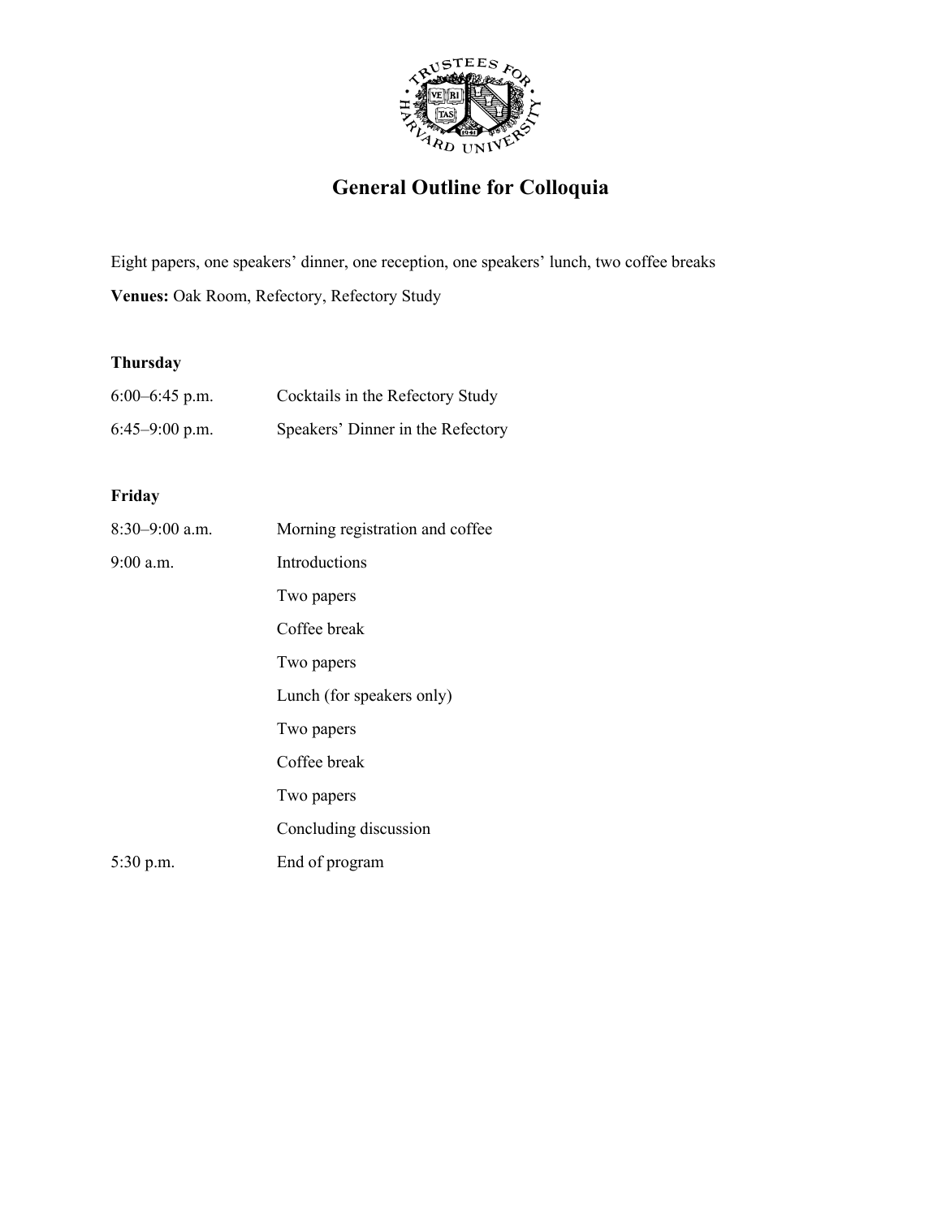# General Outline for Colloquia

Eight papers, one speakers' dinner, one reception, one speakers' lunch, two coffee breaks

**Venues:** Oak Room, Refectory, Refectory Study

**Thursday**

| | |
|---|---|
| 6:00–6:45 p.m. | Cocktails in the Refectory Study |
| 6:45–9:00 p.m. | Speakers' Dinner in the Refectory |

**Friday**

| | |
|---|---|
| 8:30–9:00 a.m. | Morning registration and coffee |
| 9:00 a.m. | Introductions |
| | Two papers |
| | Coffee break |
| | Two papers |
| | Lunch (for speakers only) |
| | Two papers |
| | Coffee break |
| | Two papers |
| | Concluding discussion |
| 5:30 p.m. | End of program |